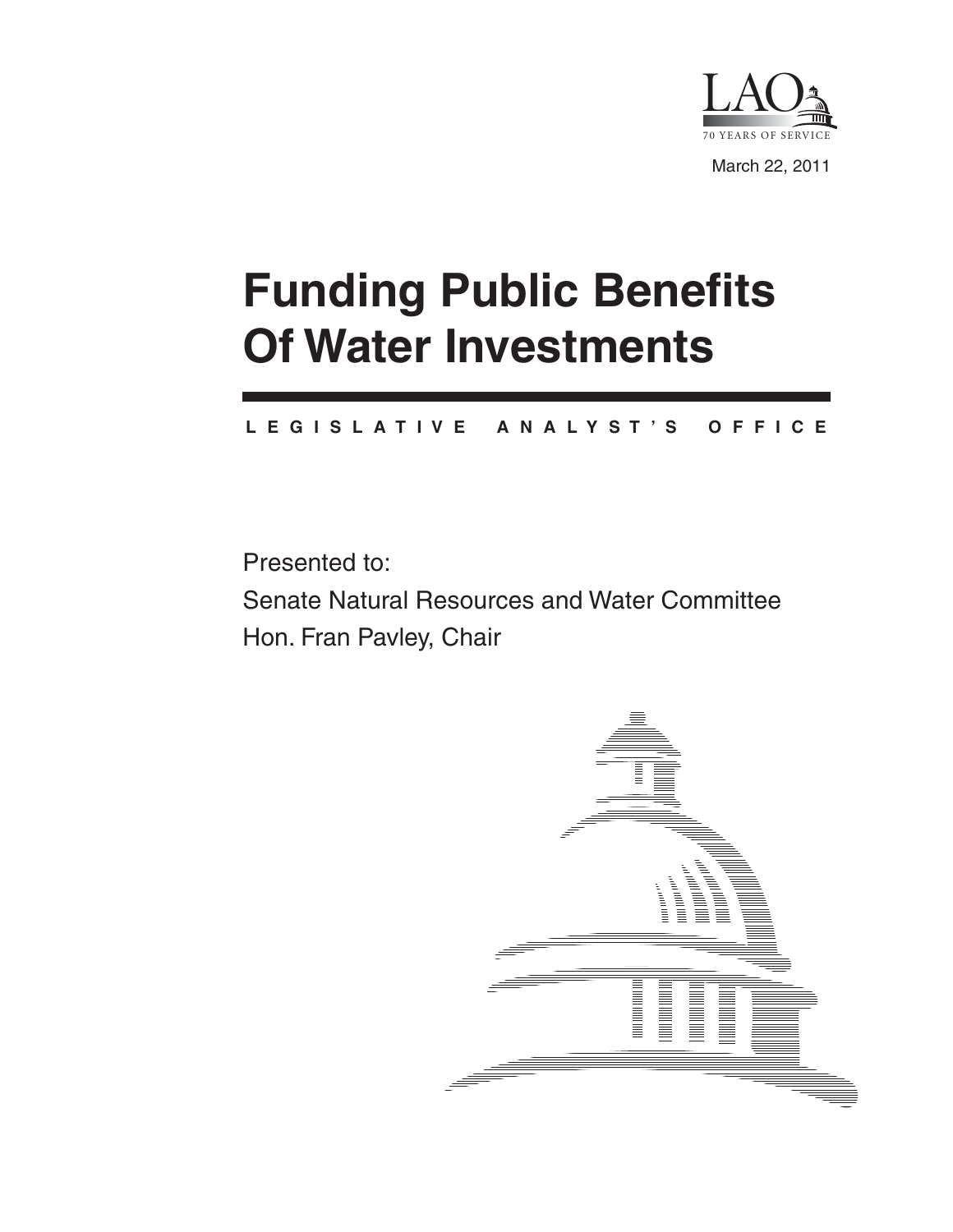LAO

70 YEARS OF SERVICE

March 22, 2011

# Funding Public Benefits Of Water Investments

LEGISLATIVE ANALYST'S OFFICE

Presented to:

Senate Natural Resources and Water Committee

Hon. Fran Pavley, Chair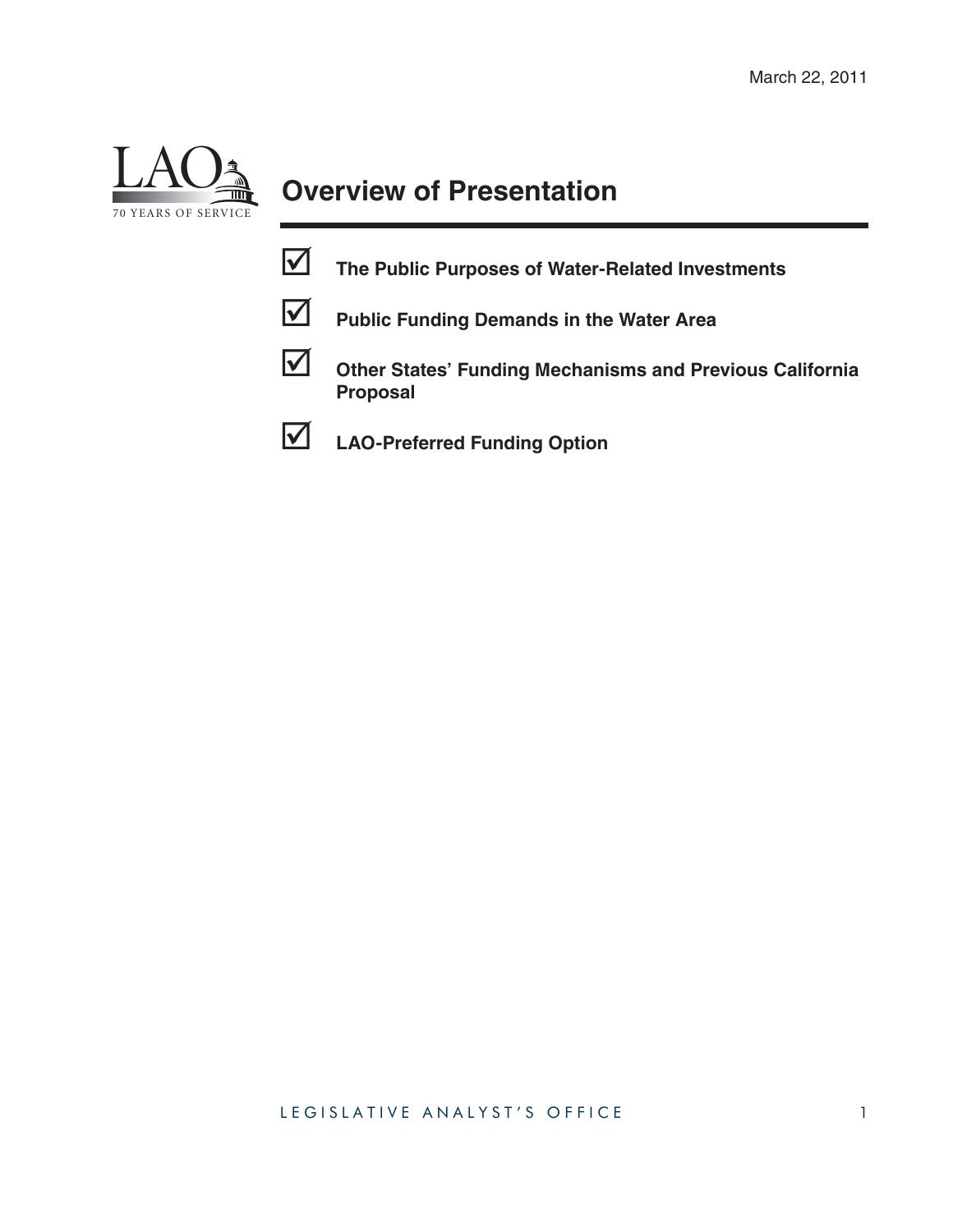## Overview of Presentation

- ☑ **The Public Purposes of Water-Related Investments**
- ☑ **Public Funding Demands in the Water Area**
- ☑ **Other States' Funding Mechanisms and Previous California Proposal**
- ☑ **LAO-Preferred Funding Option**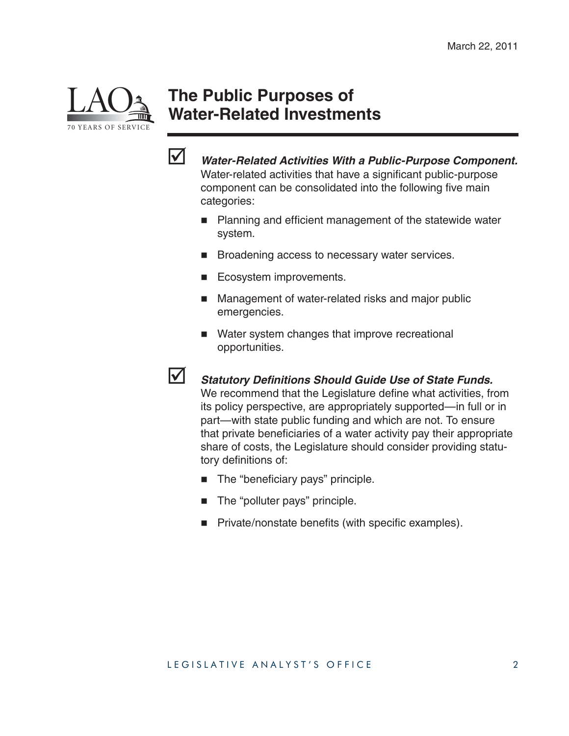## The Public Purposes of Water-Related Investments

☑ ***Water-Related Activities With a Public-Purpose Component.*** Water-related activities that have a significant public-purpose component can be consolidated into the following five main categories:

- Planning and efficient management of the statewide water system.
- Broadening access to necessary water services.
- Ecosystem improvements.
- Management of water-related risks and major public emergencies.
- Water system changes that improve recreational opportunities.

☑ ***Statutory Definitions Should Guide Use of State Funds.*** We recommend that the Legislature define what activities, from its policy perspective, are appropriately supported—in full or in part—with state public funding and which are not. To ensure that private beneficiaries of a water activity pay their appropriate share of costs, the Legislature should consider providing statutory definitions of:

- The "beneficiary pays" principle.
- The "polluter pays" principle.
- Private/nonstate benefits (with specific examples).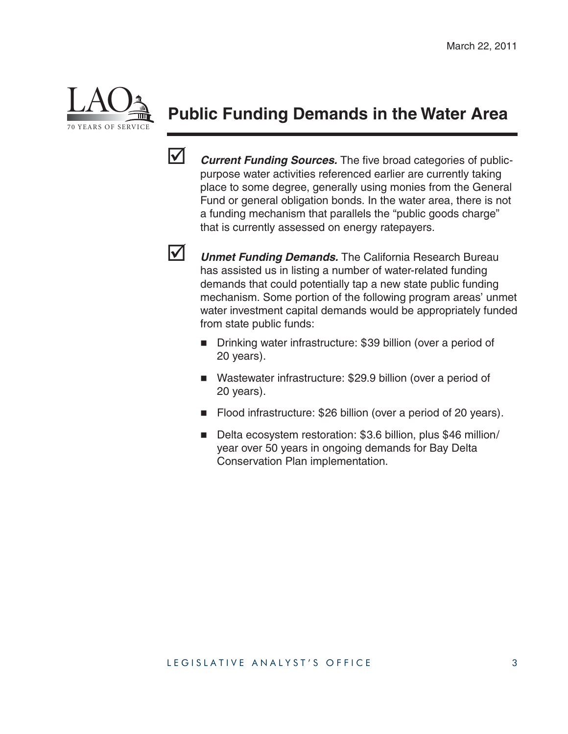## Public Funding Demands in the Water Area

- ☑ ***Current Funding Sources.*** The five broad categories of public-purpose water activities referenced earlier are currently taking place to some degree, generally using monies from the General Fund or general obligation bonds. In the water area, there is not a funding mechanism that parallels the "public goods charge" that is currently assessed on energy ratepayers.

- ☑ ***Unmet Funding Demands.*** The California Research Bureau has assisted us in listing a number of water-related funding demands that could potentially tap a new state public funding mechanism. Some portion of the following program areas' unmet water investment capital demands would be appropriately funded from state public funds:

  - Drinking water infrastructure: $39 billion (over a period of 20 years).
  - Wastewater infrastructure: $29.9 billion (over a period of 20 years).
  - Flood infrastructure: $26 billion (over a period of 20 years).
  - Delta ecosystem restoration: $3.6 billion, plus $46 million/year over 50 years in ongoing demands for Bay Delta Conservation Plan implementation.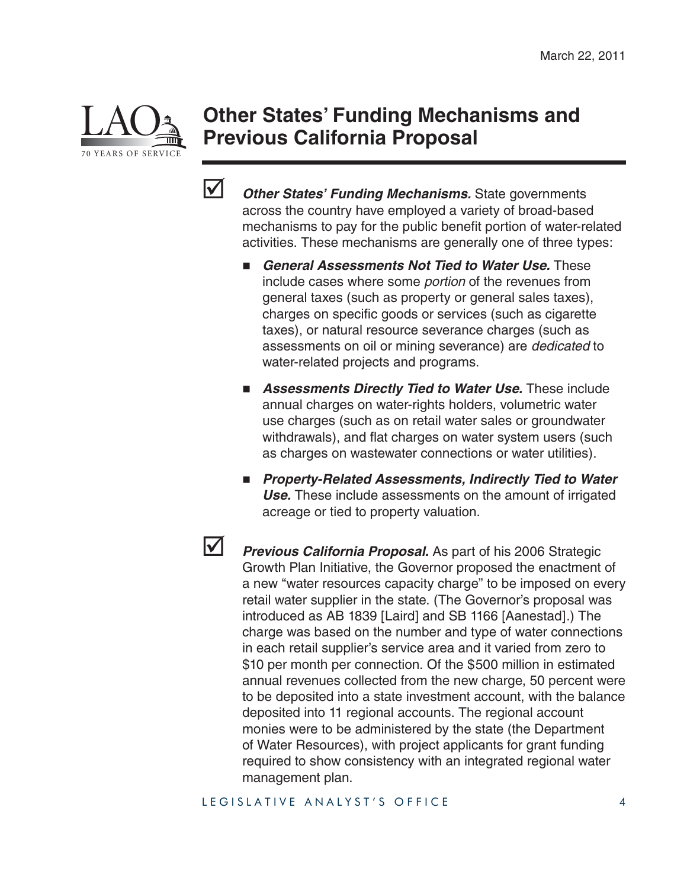March 22, 2011

# Other States' Funding Mechanisms and Previous California Proposal

☑ ***Other States' Funding Mechanisms.*** State governments across the country have employed a variety of broad-based mechanisms to pay for the public benefit portion of water-related activities. These mechanisms are generally one of three types:

- ***General Assessments Not Tied to Water Use.*** These include cases where some *portion* of the revenues from general taxes (such as property or general sales taxes), charges on specific goods or services (such as cigarette taxes), or natural resource severance charges (such as assessments on oil or mining severance) are *dedicated* to water-related projects and programs.
- ***Assessments Directly Tied to Water Use.*** These include annual charges on water-rights holders, volumetric water use charges (such as on retail water sales or groundwater withdrawals), and flat charges on water system users (such as charges on wastewater connections or water utilities).
- ***Property-Related Assessments, Indirectly Tied to Water Use.*** These include assessments on the amount of irrigated acreage or tied to property valuation.

☑ ***Previous California Proposal.*** As part of his 2006 Strategic Growth Plan Initiative, the Governor proposed the enactment of a new "water resources capacity charge" to be imposed on every retail water supplier in the state. (The Governor's proposal was introduced as AB 1839 [Laird] and SB 1166 [Aanestad].) The charge was based on the number and type of water connections in each retail supplier's service area and it varied from zero to $10 per month per connection. Of the $500 million in estimated annual revenues collected from the new charge, 50 percent were to be deposited into a state investment account, with the balance deposited into 11 regional accounts. The regional account monies were to be administered by the state (the Department of Water Resources), with project applicants for grant funding required to show consistency with an integrated regional water management plan.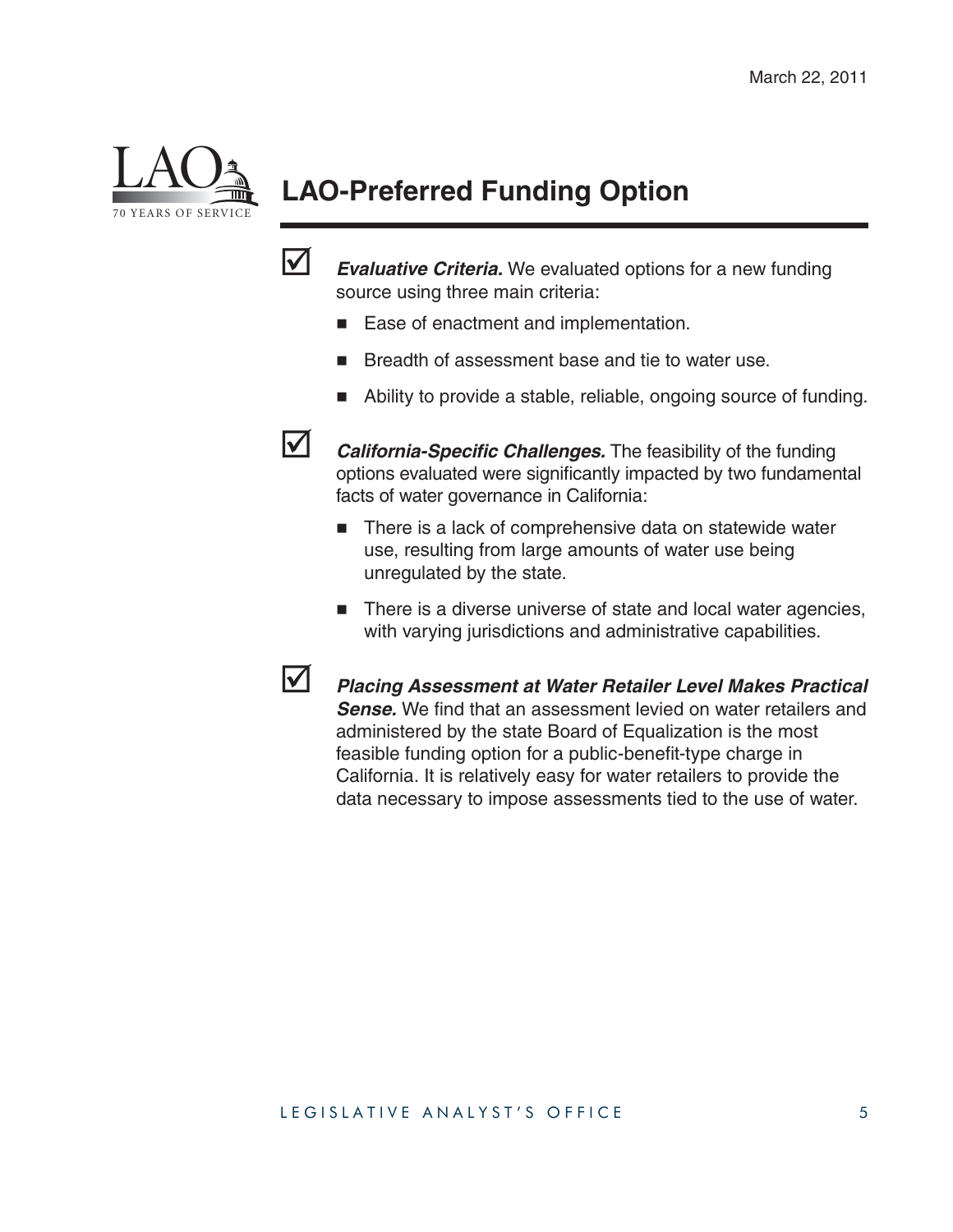## LAO-Preferred Funding Option

- ***Evaluative Criteria.*** We evaluated options for a new funding source using three main criteria:
  - Ease of enactment and implementation.
  - Breadth of assessment base and tie to water use.
  - Ability to provide a stable, reliable, ongoing source of funding.
- ***California-Specific Challenges.*** The feasibility of the funding options evaluated were significantly impacted by two fundamental facts of water governance in California:
  - There is a lack of comprehensive data on statewide water use, resulting from large amounts of water use being unregulated by the state.
  - There is a diverse universe of state and local water agencies, with varying jurisdictions and administrative capabilities.
- ***Placing Assessment at Water Retailer Level Makes Practical Sense.*** We find that an assessment levied on water retailers and administered by the state Board of Equalization is the most feasible funding option for a public-benefit-type charge in California. It is relatively easy for water retailers to provide the data necessary to impose assessments tied to the use of water.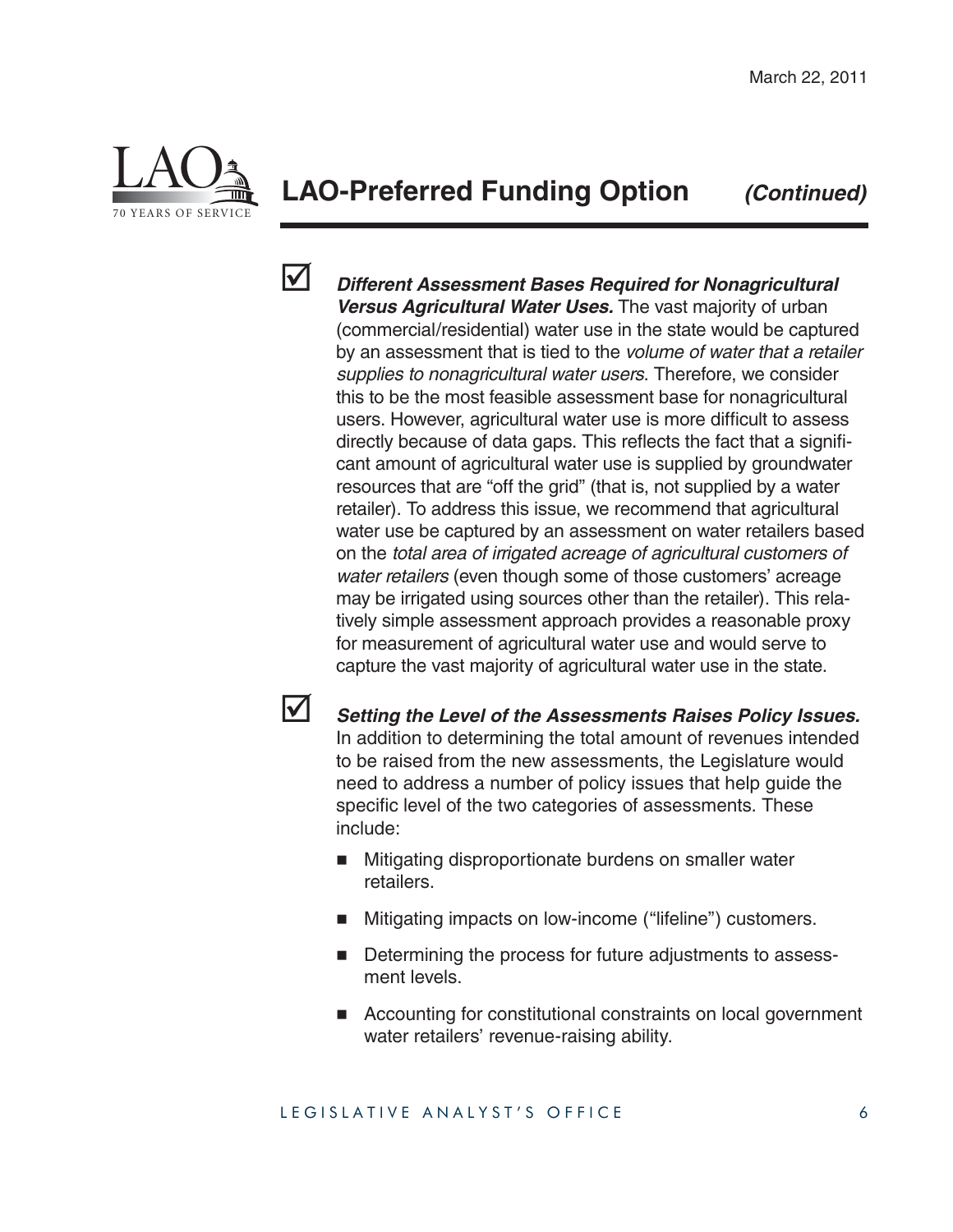## LAO-Preferred Funding Option *(Continued)*

- ☑ ***Different Assessment Bases Required for Nonagricultural Versus Agricultural Water Uses.*** The vast majority of urban (commercial/residential) water use in the state would be captured by an assessment that is tied to the *volume of water that a retailer supplies to nonagricultural water users*. Therefore, we consider this to be the most feasible assessment base for nonagricultural users. However, agricultural water use is more difficult to assess directly because of data gaps. This reflects the fact that a significant amount of agricultural water use is supplied by groundwater resources that are "off the grid" (that is, not supplied by a water retailer). To address this issue, we recommend that agricultural water use be captured by an assessment on water retailers based on the *total area of irrigated acreage of agricultural customers of water retailers* (even though some of those customers' acreage may be irrigated using sources other than the retailer). This relatively simple assessment approach provides a reasonable proxy for measurement of agricultural water use and would serve to capture the vast majority of agricultural water use in the state.

- ☑ ***Setting the Level of the Assessments Raises Policy Issues.*** In addition to determining the total amount of revenues intended to be raised from the new assessments, the Legislature would need to address a number of policy issues that help guide the specific level of the two categories of assessments. These include:
  - Mitigating disproportionate burdens on smaller water retailers.
  - Mitigating impacts on low-income ("lifeline") customers.
  - Determining the process for future adjustments to assessment levels.
  - Accounting for constitutional constraints on local government water retailers' revenue-raising ability.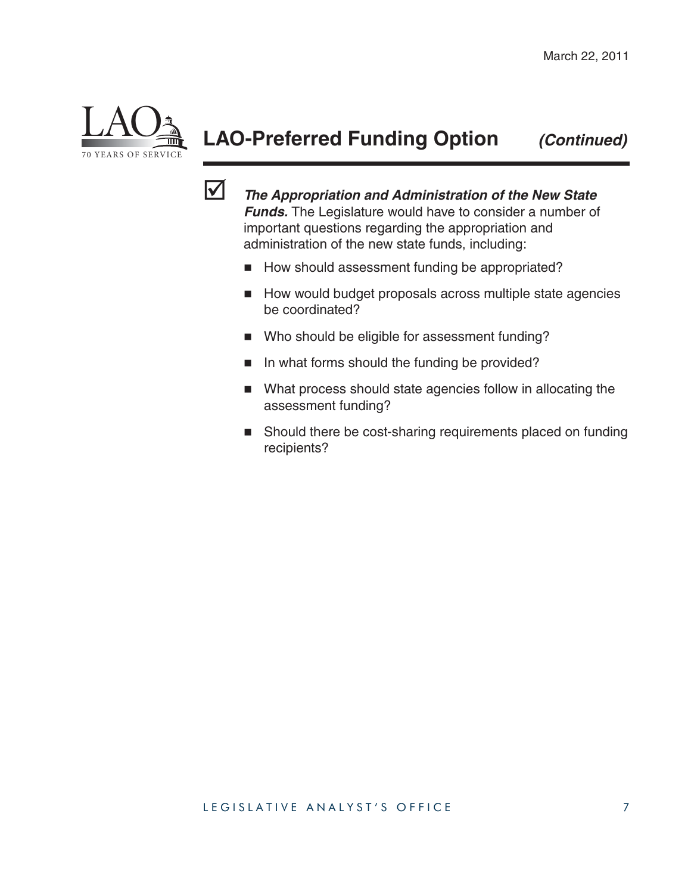## LAO-Preferred Funding Option *(Continued)*

- ☑ ***The Appropriation and Administration of the New State Funds.*** The Legislature would have to consider a number of important questions regarding the appropriation and administration of the new state funds, including:
  - How should assessment funding be appropriated?
  - How would budget proposals across multiple state agencies be coordinated?
  - Who should be eligible for assessment funding?
  - In what forms should the funding be provided?
  - What process should state agencies follow in allocating the assessment funding?
  - Should there be cost-sharing requirements placed on funding recipients?